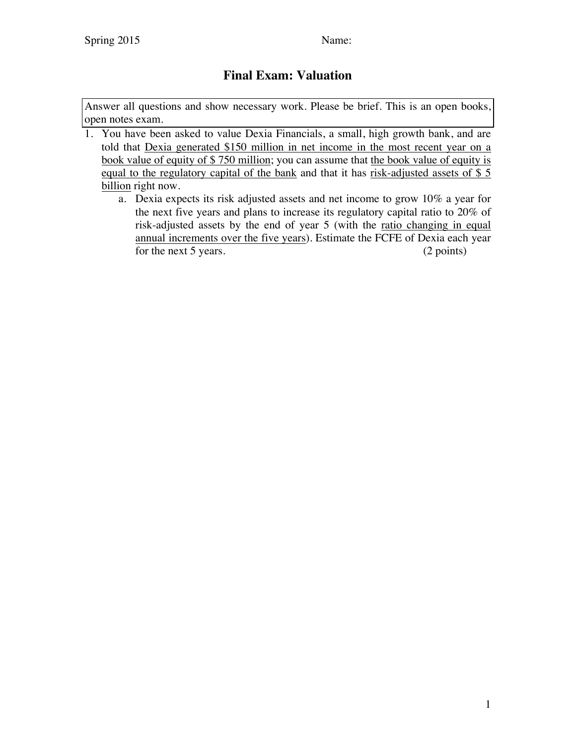# Final Exam: Valuation

Answer all questions and show necessary work. Please be brief. This is an open books, open notes exam.

1. You have been asked to value Dexia Financials, a small, high growth bank, and are told that Dexia generated $150 million in net income in the most recent year on a book value of equity of $ 750 million; you can assume that the book value of equity is equal to the regulatory capital of the bank and that it has risk-adjusted assets of $ 5 billion right now.
   a. Dexia expects its risk adjusted assets and net income to grow 10% a year for the next five years and plans to increase its regulatory capital ratio to 20% of risk-adjusted assets by the end of year 5 (with the ratio changing in equal annual increments over the five years). Estimate the FCFE of Dexia each year for the next 5 years. (2 points)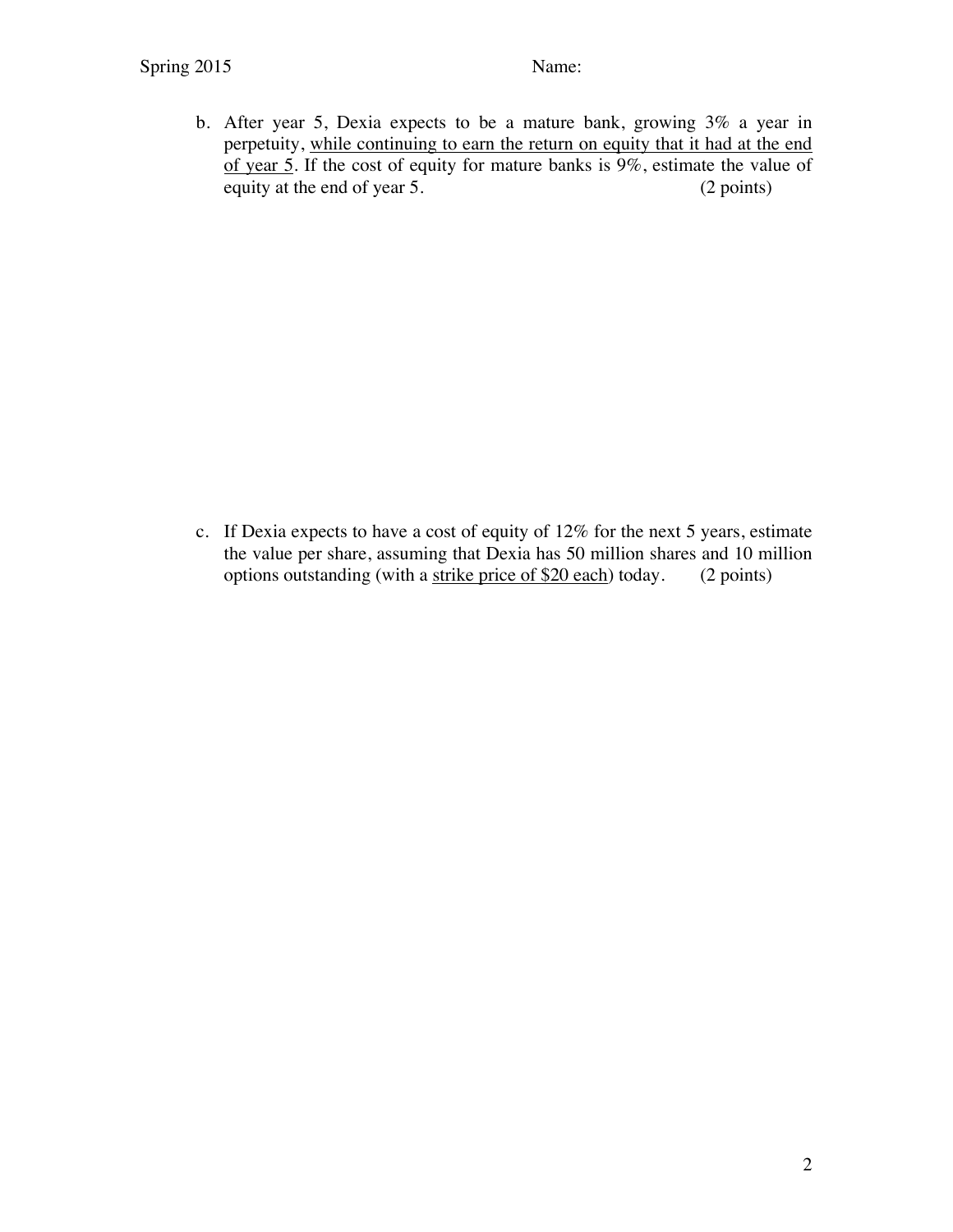b. After year 5, Dexia expects to be a mature bank, growing 3% a year in perpetuity, <u>while continuing to earn the return on equity that it had at the end of year 5</u>. If the cost of equity for mature banks is 9%, estimate the value of equity at the end of year 5. (2 points)

c. If Dexia expects to have a cost of equity of 12% for the next 5 years, estimate the value per share, assuming that Dexia has 50 million shares and 10 million options outstanding (with a <u>strike price of $20 each</u>) today. (2 points)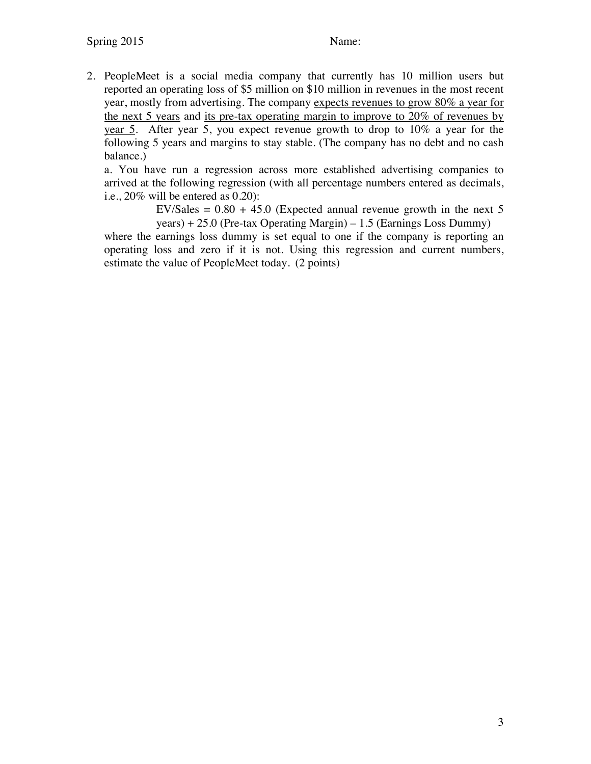2. PeopleMeet is a social media company that currently has 10 million users but reported an operating loss of \$5 million on \$10 million in revenues in the most recent year, mostly from advertising. The company <u>expects revenues to grow 80% a year for the next 5 years</u> and <u>its pre-tax operating margin to improve to 20% of revenues by year 5</u>. After year 5, you expect revenue growth to drop to 10% a year for the following 5 years and margins to stay stable. (The company has no debt and no cash balance.)

   a. You have run a regression across more established advertising companies to arrived at the following regression (with all percentage numbers entered as decimals, i.e., 20% will be entered as 0.20):

   EV/Sales = 0.80 + 45.0 (Expected annual revenue growth in the next 5 years) + 25.0 (Pre-tax Operating Margin) – 1.5 (Earnings Loss Dummy)

   where the earnings loss dummy is set equal to one if the company is reporting an operating loss and zero if it is not. Using this regression and current numbers, estimate the value of PeopleMeet today. (2 points)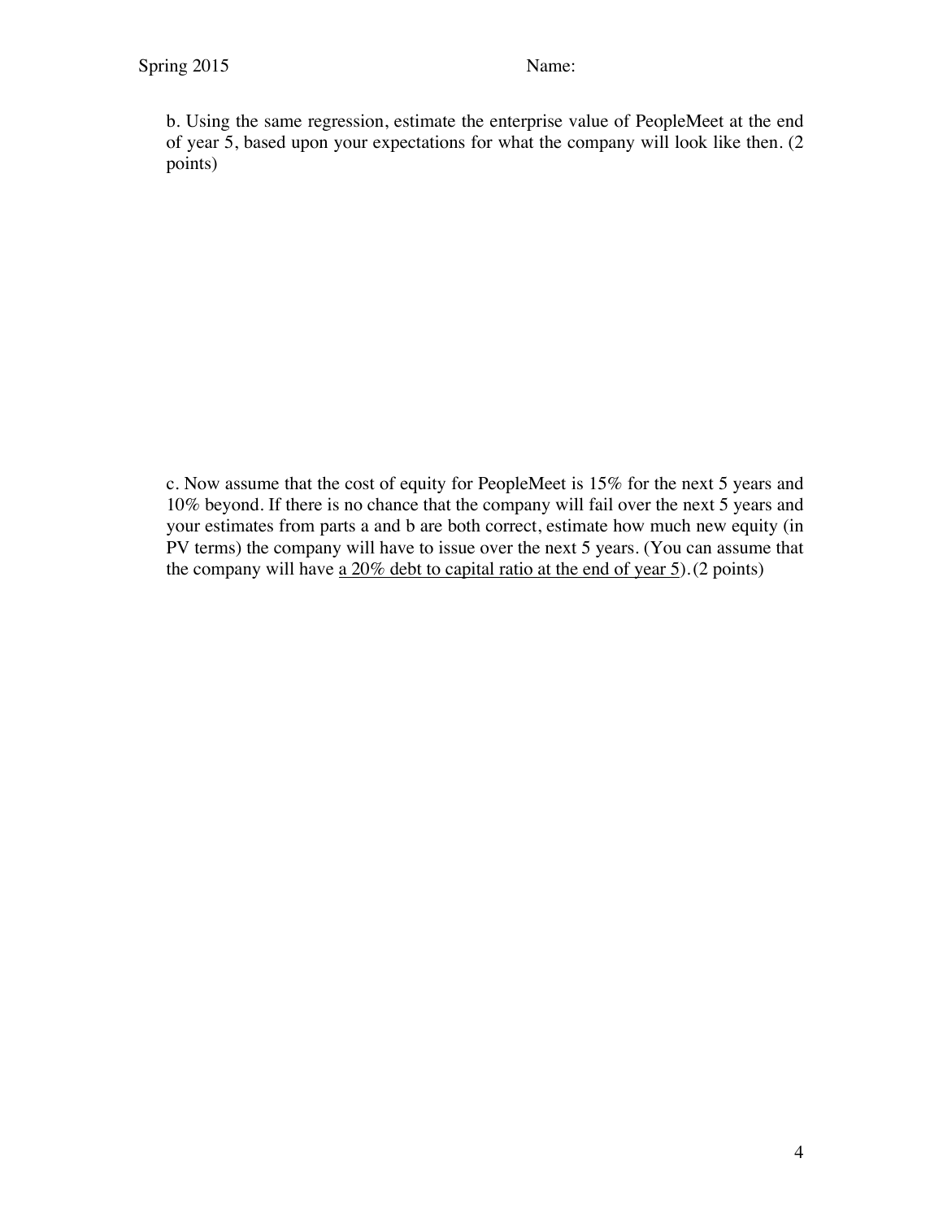b. Using the same regression, estimate the enterprise value of PeopleMeet at the end of year 5, based upon your expectations for what the company will look like then. (2 points)

c. Now assume that the cost of equity for PeopleMeet is 15% for the next 5 years and 10% beyond. If there is no chance that the company will fail over the next 5 years and your estimates from parts a and b are both correct, estimate how much new equity (in PV terms) the company will have to issue over the next 5 years. (You can assume that the company will have <u>a 20% debt to capital ratio at the end of year 5</u>). (2 points)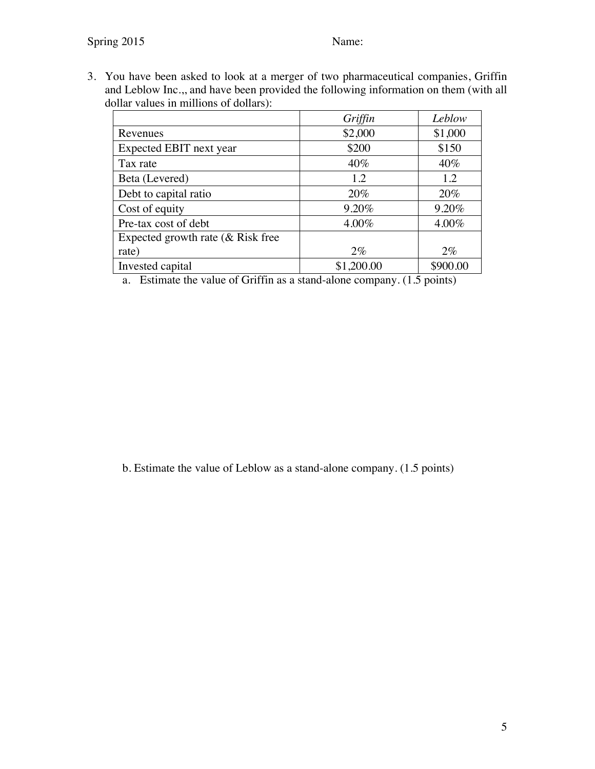3. You have been asked to look at a merger of two pharmaceutical companies, Griffin and Leblow Inc.,, and have been provided the following information on them (with all dollar values in millions of dollars):

| | *Griffin* | *Leblow* |
|---|---|---|
| Revenues | \$2,000 | \$1,000 |
| Expected EBIT next year | \$200 | \$150 |
| Tax rate | 40% | 40% |
| Beta (Levered) | 1.2 | 1.2 |
| Debt to capital ratio | 20% | 20% |
| Cost of equity | 9.20% | 9.20% |
| Pre-tax cost of debt | 4.00% | 4.00% |
| Expected growth rate (& Risk free rate) | 2% | 2% |
| Invested capital | \$1,200.00 | \$900.00 |

a. Estimate the value of Griffin as a stand-alone company. (1.5 points)

b. Estimate the value of Leblow as a stand-alone company. (1.5 points)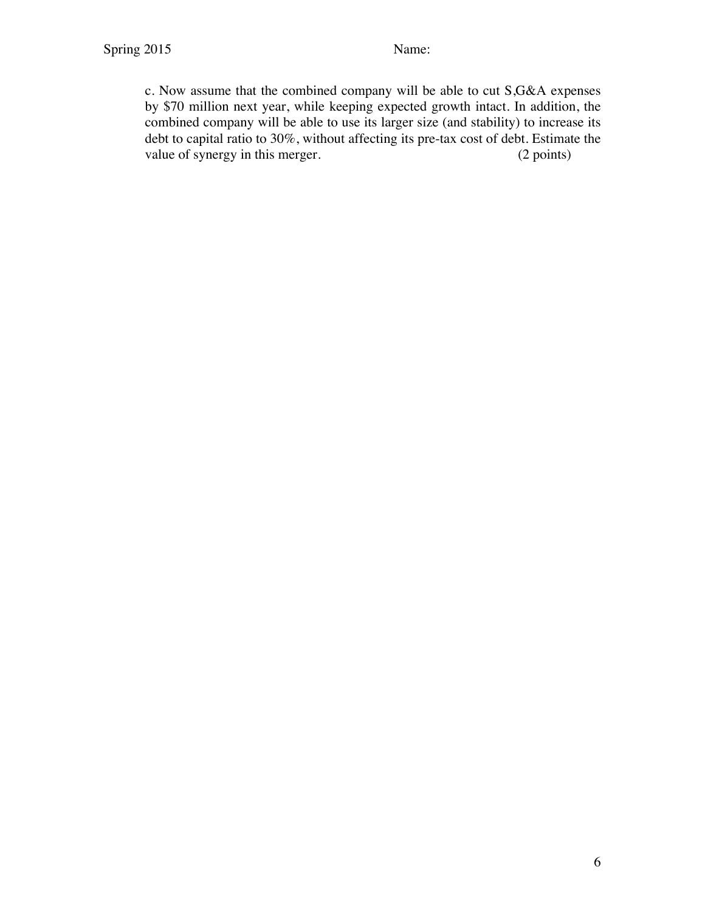c. Now assume that the combined company will be able to cut S,G&A expenses by $70 million next year, while keeping expected growth intact. In addition, the combined company will be able to use its larger size (and stability) to increase its debt to capital ratio to 30%, without affecting its pre-tax cost of debt. Estimate the value of synergy in this merger. (2 points)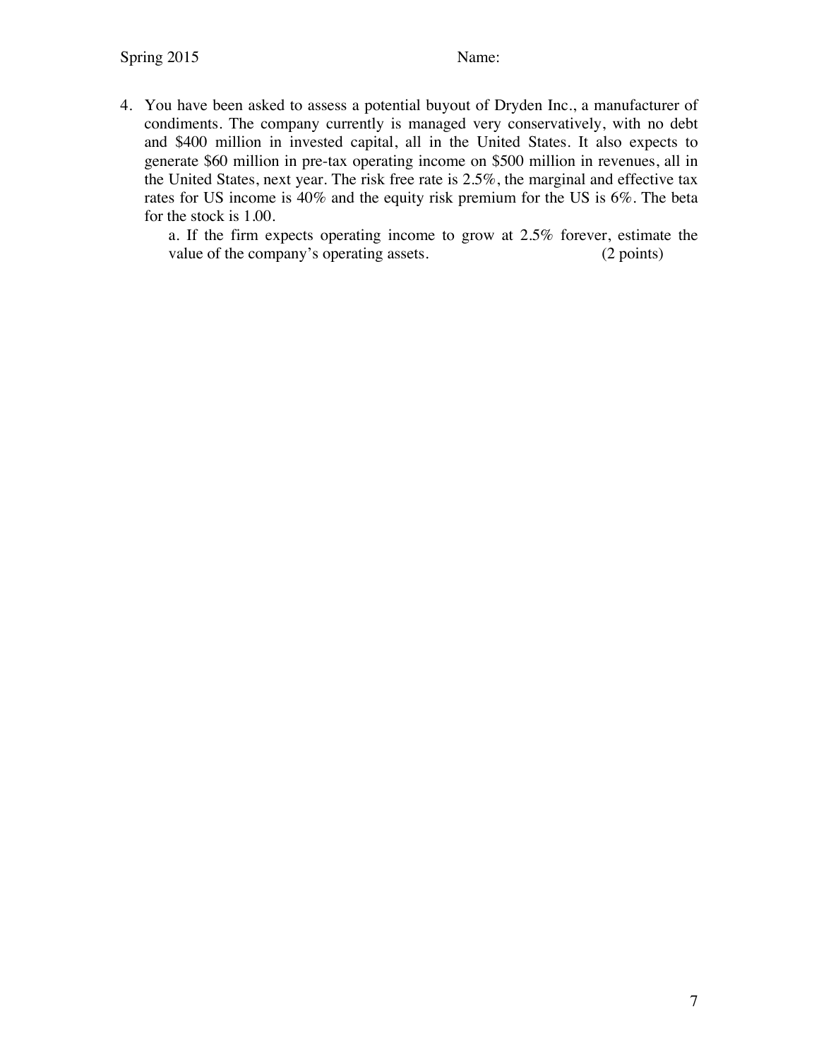4. You have been asked to assess a potential buyout of Dryden Inc., a manufacturer of condiments. The company currently is managed very conservatively, with no debt and $400 million in invested capital, all in the United States. It also expects to generate $60 million in pre-tax operating income on $500 million in revenues, all in the United States, next year. The risk free rate is 2.5%, the marginal and effective tax rates for US income is 40% and the equity risk premium for the US is 6%. The beta for the stock is 1.00.

   a. If the firm expects operating income to grow at 2.5% forever, estimate the value of the company's operating assets. (2 points)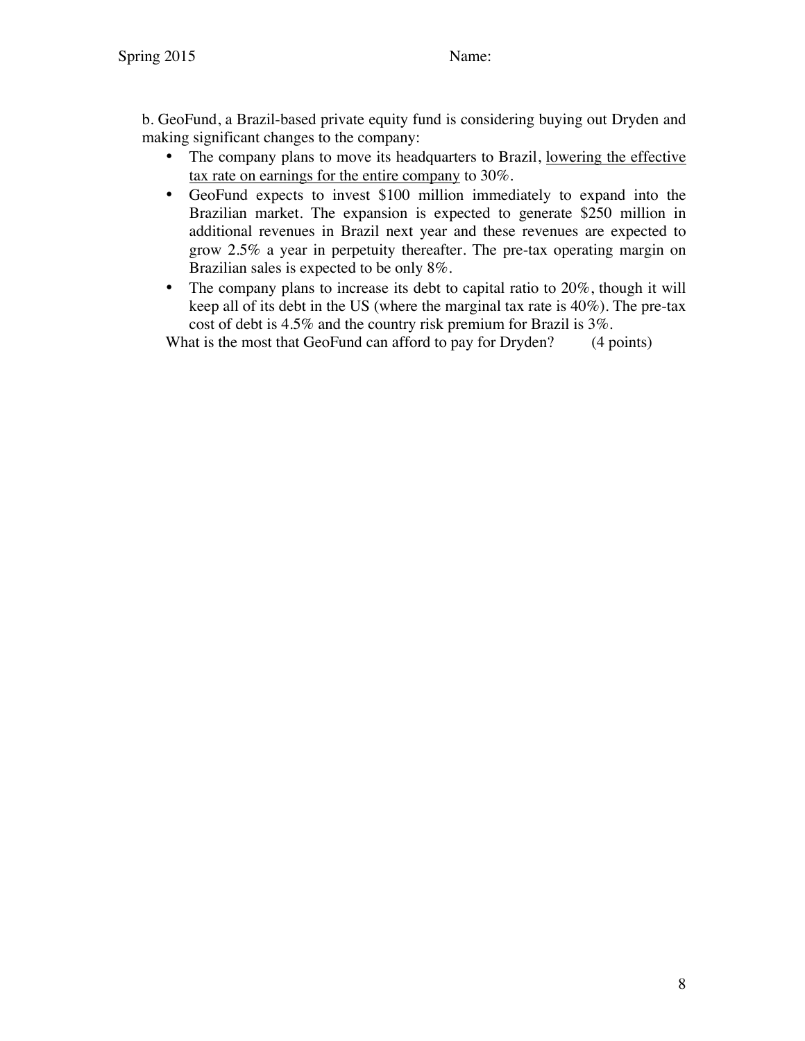b. GeoFund, a Brazil-based private equity fund is considering buying out Dryden and making significant changes to the company:

- The company plans to move its headquarters to Brazil, <u>lowering the effective tax rate on earnings for the entire company</u> to 30%.
- GeoFund expects to invest $100 million immediately to expand into the Brazilian market. The expansion is expected to generate $250 million in additional revenues in Brazil next year and these revenues are expected to grow 2.5% a year in perpetuity thereafter. The pre-tax operating margin on Brazilian sales is expected to be only 8%.
- The company plans to increase its debt to capital ratio to 20%, though it will keep all of its debt in the US (where the marginal tax rate is 40%). The pre-tax cost of debt is 4.5% and the country risk premium for Brazil is 3%.

What is the most that GeoFund can afford to pay for Dryden? (4 points)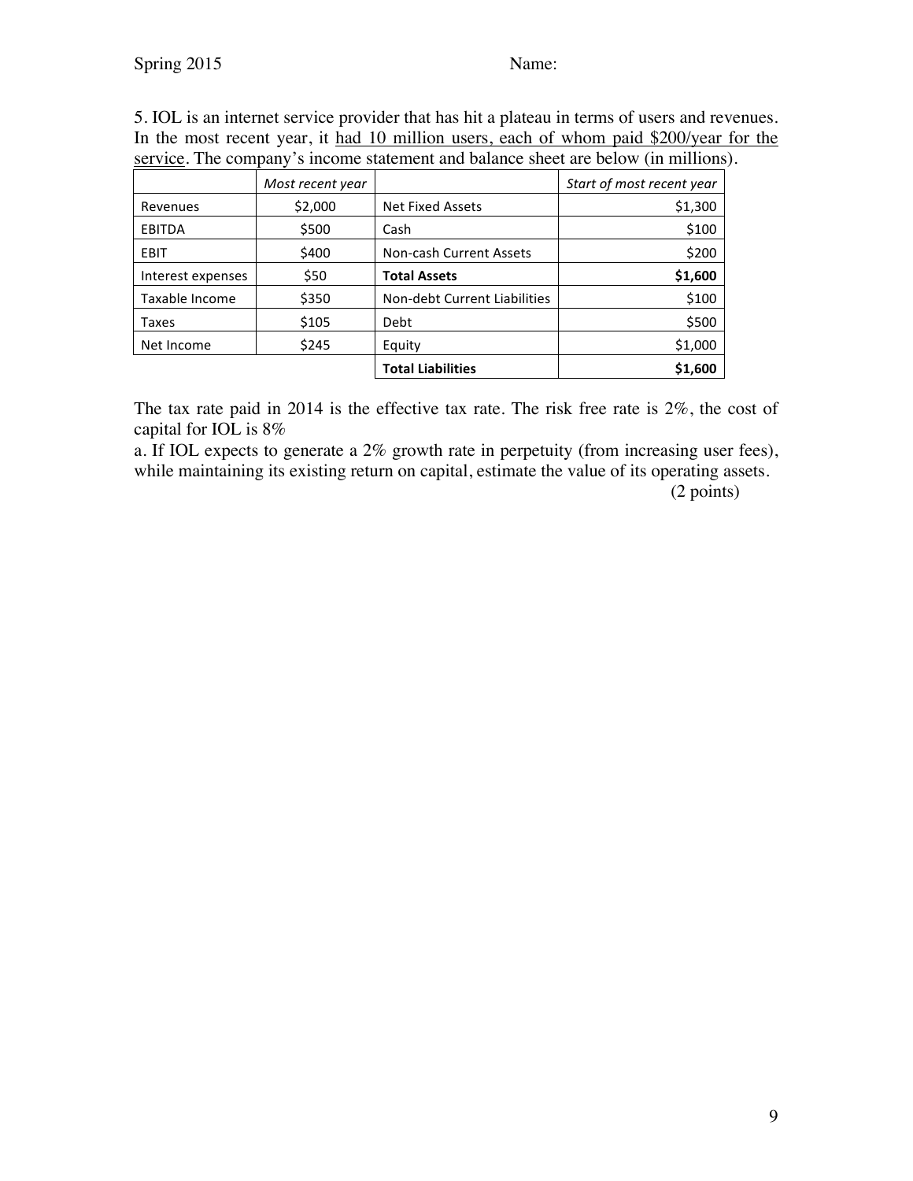5. IOL is an internet service provider that has hit a plateau in terms of users and revenues. In the most recent year, it had 10 million users, each of whom paid $200/year for the service. The company's income statement and balance sheet are below (in millions).

| | *Most recent year* | | *Start of most recent year* |
|---|---|---|---|
| Revenues | $2,000 | Net Fixed Assets | $1,300 |
| EBITDA | $500 | Cash | $100 |
| EBIT | $400 | Non-cash Current Assets | $200 |
| Interest expenses | $50 | **Total Assets** | **$1,600** |
| Taxable Income | $350 | Non-debt Current Liabilities | $100 |
| Taxes | $105 | Debt | $500 |
| Net Income | $245 | Equity | $1,000 |
| | | **Total Liabilities** | **$1,600** |

The tax rate paid in 2014 is the effective tax rate. The risk free rate is 2%, the cost of capital for IOL is 8%

a. If IOL expects to generate a 2% growth rate in perpetuity (from increasing user fees), while maintaining its existing return on capital, estimate the value of its operating assets. (2 points)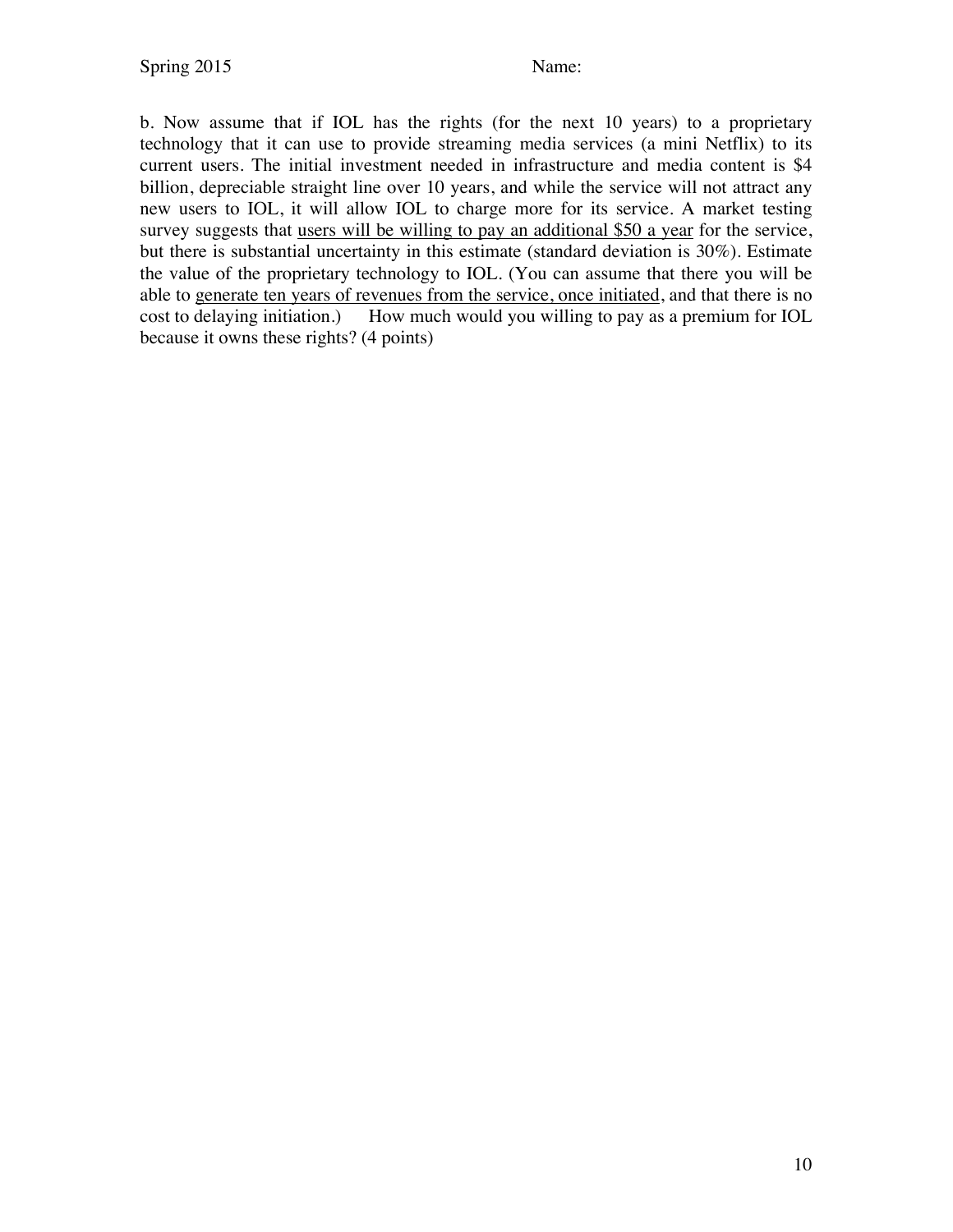b. Now assume that if IOL has the rights (for the next 10 years) to a proprietary technology that it can use to provide streaming media services (a mini Netflix) to its current users. The initial investment needed in infrastructure and media content is $4 billion, depreciable straight line over 10 years, and while the service will not attract any new users to IOL, it will allow IOL to charge more for its service. A market testing survey suggests that <u>users will be willing to pay an additional $50 a year</u> for the service, but there is substantial uncertainty in this estimate (standard deviation is 30%). Estimate the value of the proprietary technology to IOL. (You can assume that there you will be able to <u>generate ten years of revenues from the service, once initiated</u>, and that there is no cost to delaying initiation.)   How much would you willing to pay as a premium for IOL because it owns these rights? (4 points)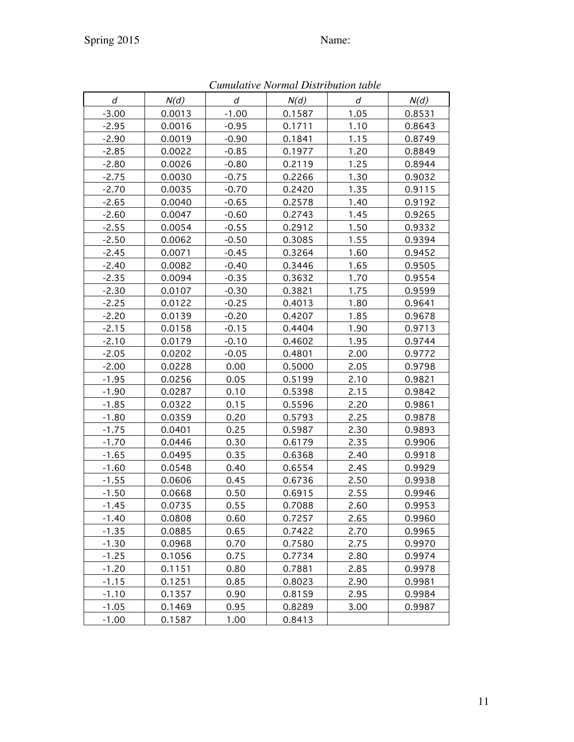*Cumulative Normal Distribution table*

| *d* | *N(d)* | *d* | *N(d)* | *d* | *N(d)* |
|---|---|---|---|---|---|
| -3.00 | 0.0013 | -1.00 | 0.1587 | 1.05 | 0.8531 |
| -2.95 | 0.0016 | -0.95 | 0.1711 | 1.10 | 0.8643 |
| -2.90 | 0.0019 | -0.90 | 0.1841 | 1.15 | 0.8749 |
| -2.85 | 0.0022 | -0.85 | 0.1977 | 1.20 | 0.8849 |
| -2.80 | 0.0026 | -0.80 | 0.2119 | 1.25 | 0.8944 |
| -2.75 | 0.0030 | -0.75 | 0.2266 | 1.30 | 0.9032 |
| -2.70 | 0.0035 | -0.70 | 0.2420 | 1.35 | 0.9115 |
| -2.65 | 0.0040 | -0.65 | 0.2578 | 1.40 | 0.9192 |
| -2.60 | 0.0047 | -0.60 | 0.2743 | 1.45 | 0.9265 |
| -2.55 | 0.0054 | -0.55 | 0.2912 | 1.50 | 0.9332 |
| -2.50 | 0.0062 | -0.50 | 0.3085 | 1.55 | 0.9394 |
| -2.45 | 0.0071 | -0.45 | 0.3264 | 1.60 | 0.9452 |
| -2.40 | 0.0082 | -0.40 | 0.3446 | 1.65 | 0.9505 |
| -2.35 | 0.0094 | -0.35 | 0.3632 | 1.70 | 0.9554 |
| -2.30 | 0.0107 | -0.30 | 0.3821 | 1.75 | 0.9599 |
| -2.25 | 0.0122 | -0.25 | 0.4013 | 1.80 | 0.9641 |
| -2.20 | 0.0139 | -0.20 | 0.4207 | 1.85 | 0.9678 |
| -2.15 | 0.0158 | -0.15 | 0.4404 | 1.90 | 0.9713 |
| -2.10 | 0.0179 | -0.10 | 0.4602 | 1.95 | 0.9744 |
| -2.05 | 0.0202 | -0.05 | 0.4801 | 2.00 | 0.9772 |
| -2.00 | 0.0228 | 0.00 | 0.5000 | 2.05 | 0.9798 |
| -1.95 | 0.0256 | 0.05 | 0.5199 | 2.10 | 0.9821 |
| -1.90 | 0.0287 | 0.10 | 0.5398 | 2.15 | 0.9842 |
| -1.85 | 0.0322 | 0.15 | 0.5596 | 2.20 | 0.9861 |
| -1.80 | 0.0359 | 0.20 | 0.5793 | 2.25 | 0.9878 |
| -1.75 | 0.0401 | 0.25 | 0.5987 | 2.30 | 0.9893 |
| -1.70 | 0.0446 | 0.30 | 0.6179 | 2.35 | 0.9906 |
| -1.65 | 0.0495 | 0.35 | 0.6368 | 2.40 | 0.9918 |
| -1.60 | 0.0548 | 0.40 | 0.6554 | 2.45 | 0.9929 |
| -1.55 | 0.0606 | 0.45 | 0.6736 | 2.50 | 0.9938 |
| -1.50 | 0.0668 | 0.50 | 0.6915 | 2.55 | 0.9946 |
| -1.45 | 0.0735 | 0.55 | 0.7088 | 2.60 | 0.9953 |
| -1.40 | 0.0808 | 0.60 | 0.7257 | 2.65 | 0.9960 |
| -1.35 | 0.0885 | 0.65 | 0.7422 | 2.70 | 0.9965 |
| -1.30 | 0.0968 | 0.70 | 0.7580 | 2.75 | 0.9970 |
| -1.25 | 0.1056 | 0.75 | 0.7734 | 2.80 | 0.9974 |
| -1.20 | 0.1151 | 0.80 | 0.7881 | 2.85 | 0.9978 |
| -1.15 | 0.1251 | 0.85 | 0.8023 | 2.90 | 0.9981 |
| -1.10 | 0.1357 | 0.90 | 0.8159 | 2.95 | 0.9984 |
| -1.05 | 0.1469 | 0.95 | 0.8289 | 3.00 | 0.9987 |
| -1.00 | 0.1587 | 1.00 | 0.8413 | | |